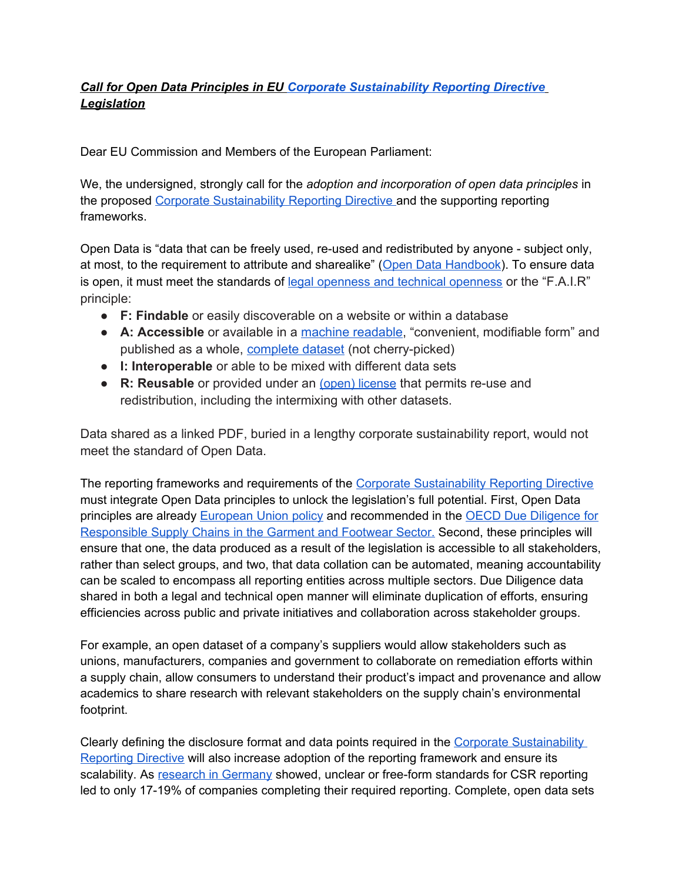***Call for Open Data Principles in EU Corporate Sustainability Reporting Directive Legislation***

Dear EU Commission and Members of the European Parliament:

We, the undersigned, strongly call for the *adoption and incorporation of open data principles* in the proposed Corporate Sustainability Reporting Directive and the supporting reporting frameworks.

Open Data is "data that can be freely used, re-used and redistributed by anyone - subject only, at most, to the requirement to attribute and sharealike" (Open Data Handbook). To ensure data is open, it must meet the standards of legal openness and technical openness or the "F.A.I.R" principle:

- **F: Findable** or easily discoverable on a website or within a database
- **A: Accessible** or available in a machine readable, "convenient, modifiable form" and published as a whole, complete dataset (not cherry-picked)
- **I: Interoperable** or able to be mixed with different data sets
- **R: Reusable** or provided under an (open) license that permits re-use and redistribution, including the intermixing with other datasets.

Data shared as a linked PDF, buried in a lengthy corporate sustainability report, would not meet the standard of Open Data.

The reporting frameworks and requirements of the Corporate Sustainability Reporting Directive must integrate Open Data principles to unlock the legislation's full potential. First, Open Data principles are already European Union policy and recommended in the OECD Due Diligence for Responsible Supply Chains in the Garment and Footwear Sector. Second, these principles will ensure that one, the data produced as a result of the legislation is accessible to all stakeholders, rather than select groups, and two, that data collation can be automated, meaning accountability can be scaled to encompass all reporting entities across multiple sectors. Due Diligence data shared in both a legal and technical open manner will eliminate duplication of efforts, ensuring efficiencies across public and private initiatives and collaboration across stakeholder groups.

For example, an open dataset of a company's suppliers would allow stakeholders such as unions, manufacturers, companies and government to collaborate on remediation efforts within a supply chain, allow consumers to understand their product's impact and provenance and allow academics to share research with relevant stakeholders on the supply chain's environmental footprint.

Clearly defining the disclosure format and data points required in the Corporate Sustainability Reporting Directive will also increase adoption of the reporting framework and ensure its scalability. As research in Germany showed, unclear or free-form standards for CSR reporting led to only 17-19% of companies completing their required reporting. Complete, open data sets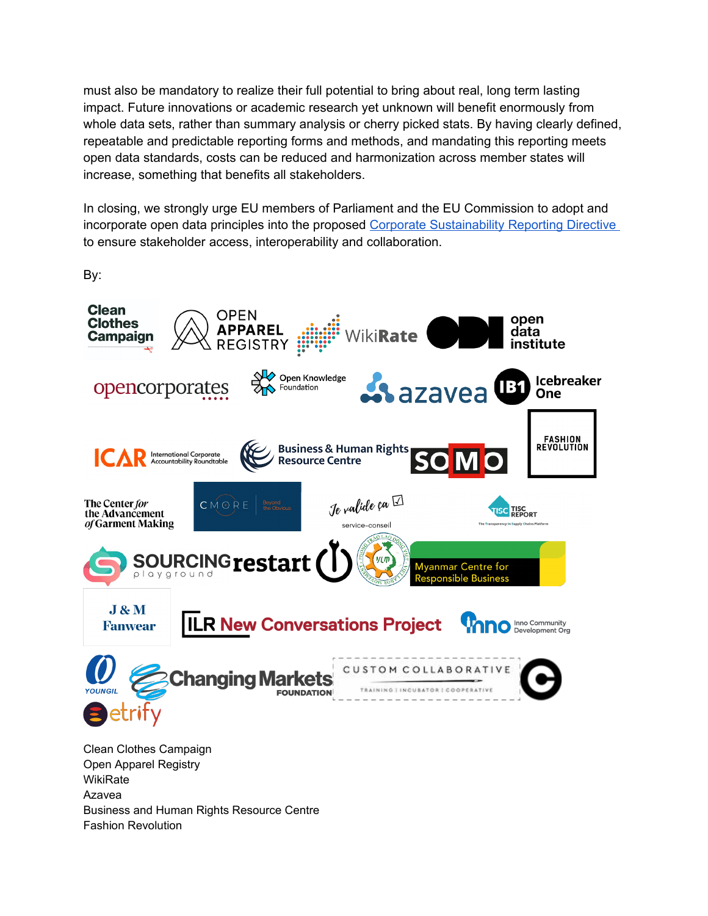must also be mandatory to realize their full potential to bring about real, long term lasting impact. Future innovations or academic research yet unknown will benefit enormously from whole data sets, rather than summary analysis or cherry picked stats. By having clearly defined, repeatable and predictable reporting forms and methods, and mandating this reporting meets open data standards, costs can be reduced and harmonization across member states will increase, something that benefits all stakeholders.

In closing, we strongly urge EU members of Parliament and the EU Commission to adopt and incorporate open data principles into the proposed Corporate Sustainability Reporting Directive to ensure stakeholder access, interoperability and collaboration.

By:

Clean Clothes Campaign
Open Apparel Registry
WikiRate
Azavea
Business and Human Rights Resource Centre
Fashion Revolution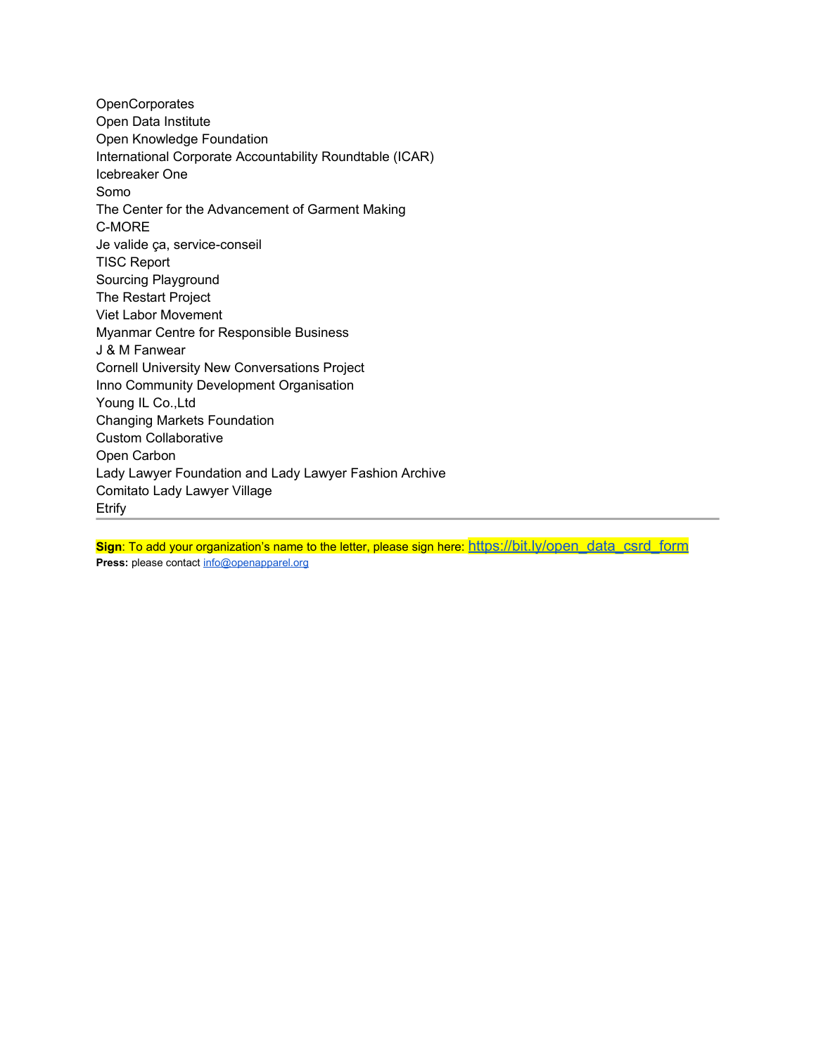OpenCorporates
Open Data Institute
Open Knowledge Foundation
International Corporate Accountability Roundtable (ICAR)
Icebreaker One
Somo
The Center for the Advancement of Garment Making
C-MORE
Je valide ça, service-conseil
TISC Report
Sourcing Playground
The Restart Project
Viet Labor Movement
Myanmar Centre for Responsible Business
J & M Fanwear
Cornell University New Conversations Project
Inno Community Development Organisation
Young IL Co.,Ltd
Changing Markets Foundation
Custom Collaborative
Open Carbon
Lady Lawyer Foundation and Lady Lawyer Fashion Archive
Comitato Lady Lawyer Village
Etrify

---

**Sign**: To add your organization's name to the letter, please sign here: https://bit.ly/open_data_csrd_form

**Press:** please contact info@openapparel.org